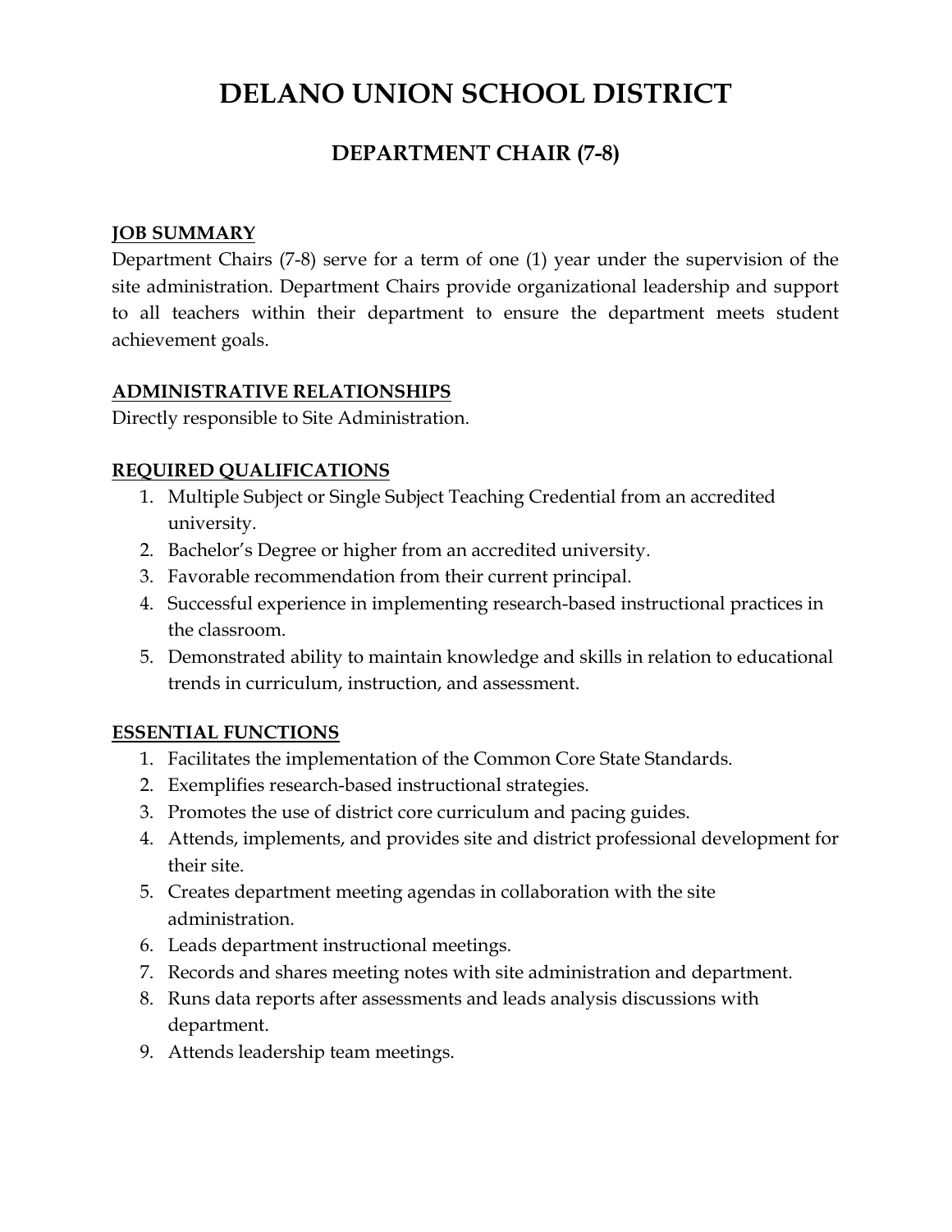# DELANO UNION SCHOOL DISTRICT

## DEPARTMENT CHAIR (7-8)

### JOB SUMMARY

Department Chairs (7-8) serve for a term of one (1) year under the supervision of the site administration. Department Chairs provide organizational leadership and support to all teachers within their department to ensure the department meets student achievement goals.

### ADMINISTRATIVE RELATIONSHIPS

Directly responsible to Site Administration.

### REQUIRED QUALIFICATIONS

1. Multiple Subject or Single Subject Teaching Credential from an accredited university.
2. Bachelor's Degree or higher from an accredited university.
3. Favorable recommendation from their current principal.
4. Successful experience in implementing research-based instructional practices in the classroom.
5. Demonstrated ability to maintain knowledge and skills in relation to educational trends in curriculum, instruction, and assessment.

### ESSENTIAL FUNCTIONS

1. Facilitates the implementation of the Common Core State Standards.
2. Exemplifies research-based instructional strategies.
3. Promotes the use of district core curriculum and pacing guides.
4. Attends, implements, and provides site and district professional development for their site.
5. Creates department meeting agendas in collaboration with the site administration.
6. Leads department instructional meetings.
7. Records and shares meeting notes with site administration and department.
8. Runs data reports after assessments and leads analysis discussions with department.
9. Attends leadership team meetings.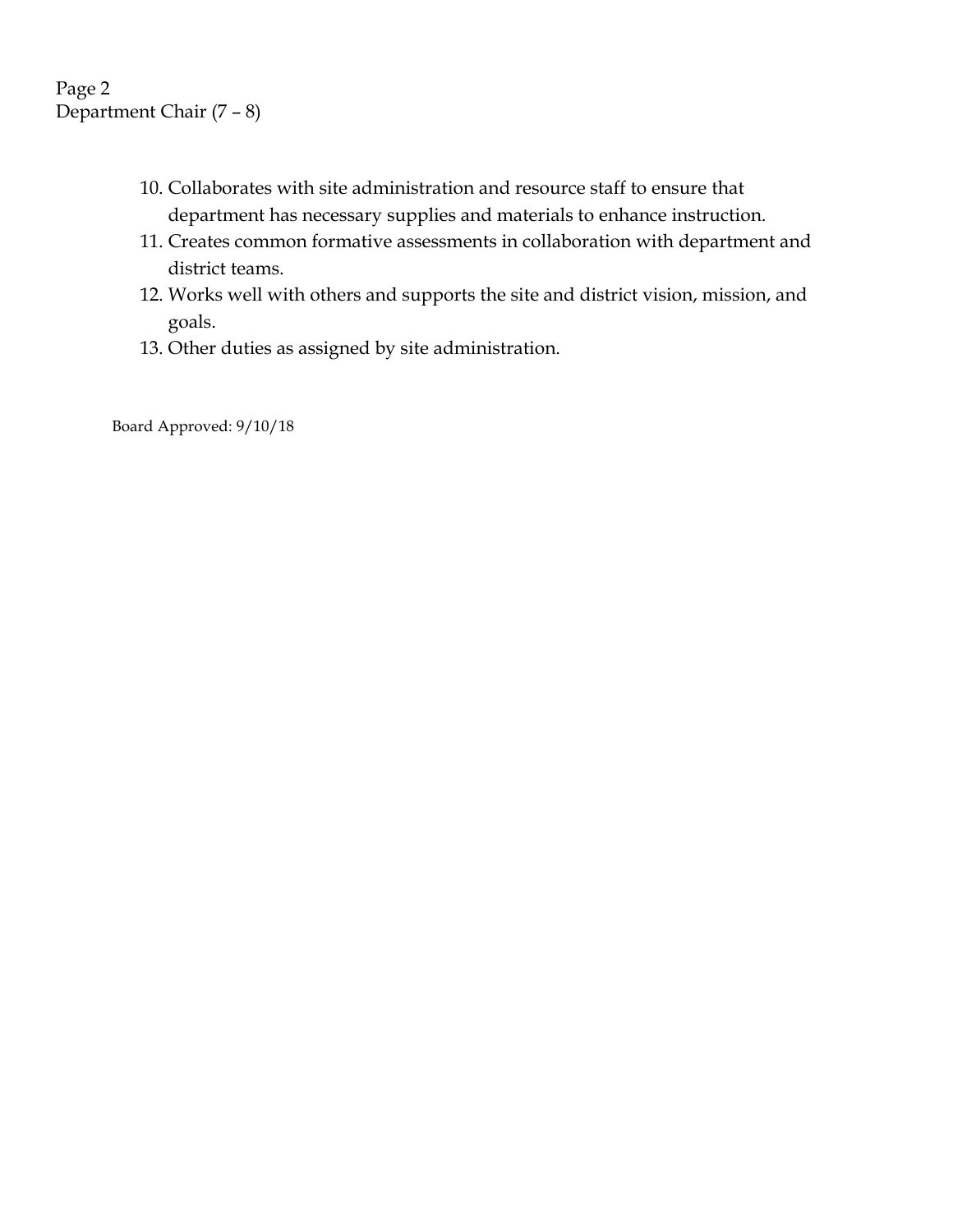10. Collaborates with site administration and resource staff to ensure that department has necessary supplies and materials to enhance instruction.
11. Creates common formative assessments in collaboration with department and district teams.
12. Works well with others and supports the site and district vision, mission, and goals.
13. Other duties as assigned by site administration.

Board Approved: 9/10/18